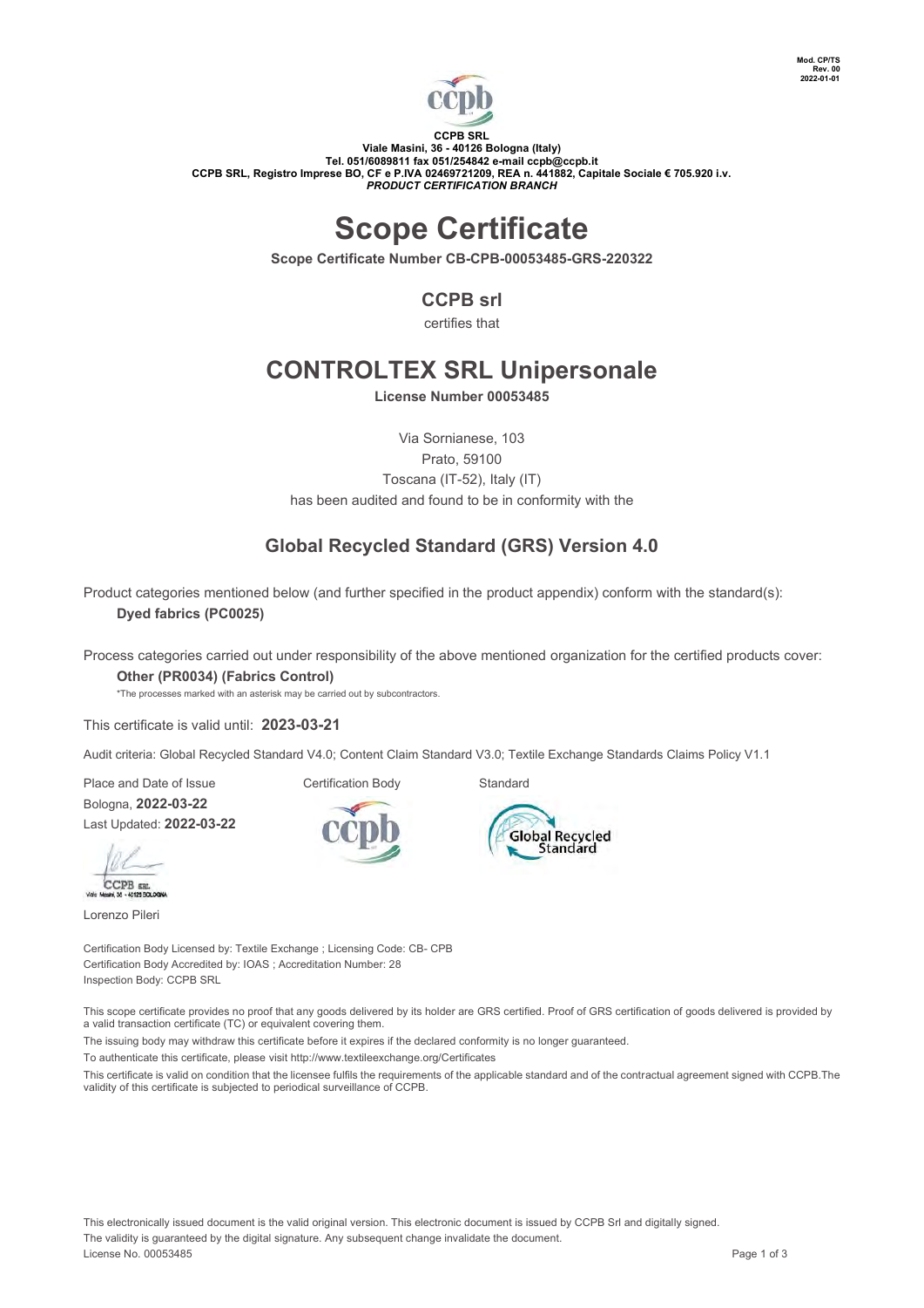Mod. CP/TS
Rev. 00
2022-01-01

**CCPB SRL**
**Viale Masini, 36 - 40126 Bologna (Italy)**
**Tel. 051/6089811 fax 051/254842 e-mail ccpb@ccpb.it**
**CCPB SRL, Registro Imprese BO, CF e P.IVA 02469721209, REA n. 441882, Capitale Sociale € 705.920 i.v.**
***PRODUCT CERTIFICATION BRANCH***

# Scope Certificate

**Scope Certificate Number CB-CPB-00053485-GRS-220322**

## CCPB srl

certifies that

## CONTROLTEX SRL Unipersonale

**License Number 00053485**

Via Sornianese, 103
Prato, 59100
Toscana (IT-52), Italy (IT)
has been audited and found to be in conformity with the

### Global Recycled Standard (GRS) Version 4.0

Product categories mentioned below (and further specified in the product appendix) conform with the standard(s):

**Dyed fabrics (PC0025)**

Process categories carried out under responsibility of the above mentioned organization for the certified products cover:

**Other (PR0034) (Fabrics Control)**

*The processes marked with an asterisk may be carried out by subcontractors.

This certificate is valid until: **2023-03-21**

Audit criteria: Global Recycled Standard V4.0; Content Claim Standard V3.0; Textile Exchange Standards Claims Policy V1.1

Place and Date of Issue
Bologna, **2022-03-22**
Last Updated: **2022-03-22**

Certification Body

Standard

Lorenzo Pileri

Certification Body Licensed by: Textile Exchange ; Licensing Code: CB- CPB
Certification Body Accredited by: IOAS ; Accreditation Number: 28
Inspection Body: CCPB SRL

This scope certificate provides no proof that any goods delivered by its holder are GRS certified. Proof of GRS certification of goods delivered is provided by a valid transaction certificate (TC) or equivalent covering them.

The issuing body may withdraw this certificate before it expires if the declared conformity is no longer guaranteed.

To authenticate this certificate, please visit http://www.textileexchange.org/Certificates

This certificate is valid on condition that the licensee fulfils the requirements of the applicable standard and of the contractual agreement signed with CCPB.The validity of this certificate is subjected to periodical surveillance of CCPB.

This electronically issued document is the valid original version. This electronic document is issued by CCPB Srl and digitally signed.
The validity is guaranteed by the digital signature. Any subsequent change invalidate the document.
License No. 00053485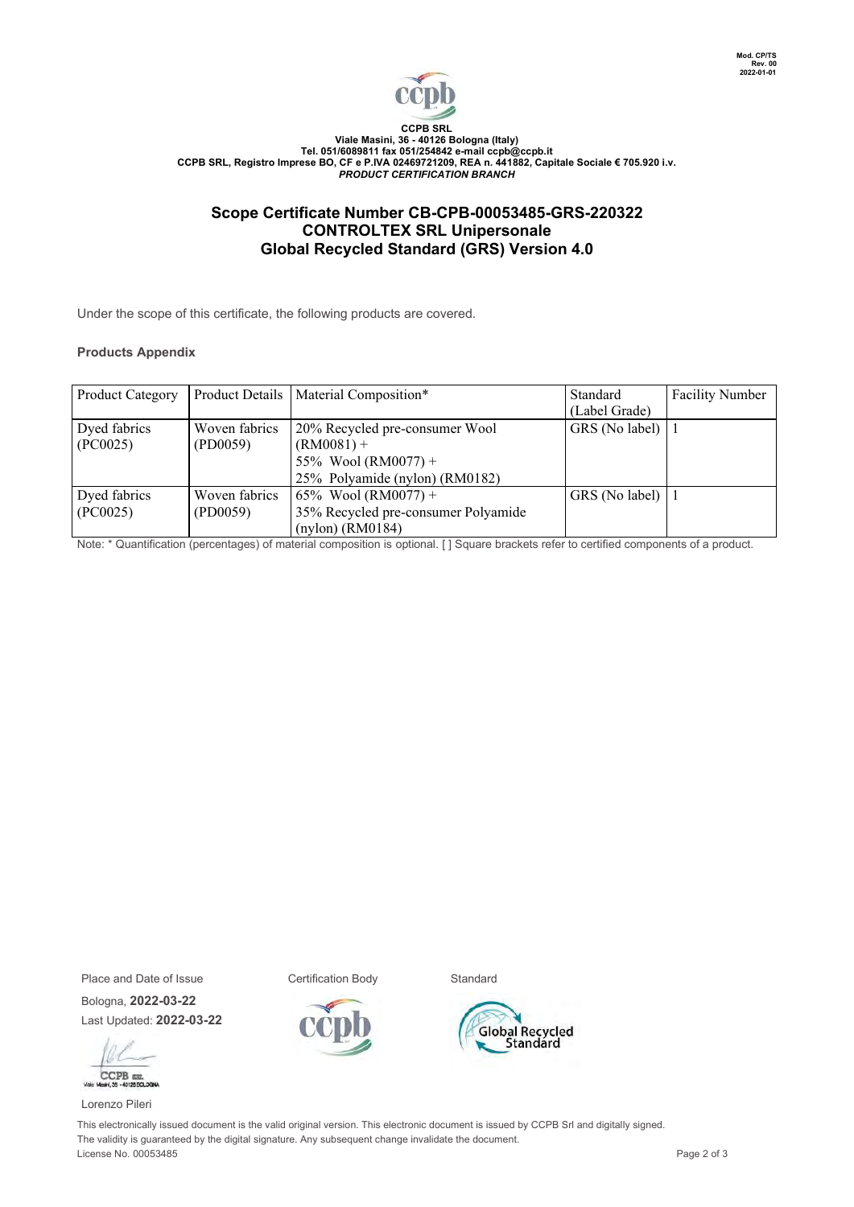Mod. CP/TS
Rev. 00
2022-01-01

**CCPB SRL**
**Viale Masini, 36 - 40126 Bologna (Italy)**
**Tel. 051/6089811 fax 051/254842 e-mail ccpb@ccpb.it**
**CCPB SRL, Registro Imprese BO, CF e P.IVA 02469721209, REA n. 441882, Capitale Sociale € 705.920 i.v.**
***PRODUCT CERTIFICATION BRANCH***

## Scope Certificate Number CB-CPB-00053485-GRS-220322
## CONTROLTEX SRL Unipersonale
## Global Recycled Standard (GRS) Version 4.0

Under the scope of this certificate, the following products are covered.

**Products Appendix**

| Product Category | Product Details | Material Composition* | Standard (Label Grade) | Facility Number |
|---|---|---|---|---|
| Dyed fabrics (PC0025) | Woven fabrics (PD0059) | 20% Recycled pre-consumer Wool (RM0081) + 55% Wool (RM0077) + 25% Polyamide (nylon) (RM0182) | GRS (No label) | 1 |
| Dyed fabrics (PC0025) | Woven fabrics (PD0059) | 65% Wool (RM0077) + 35% Recycled pre-consumer Polyamide (nylon) (RM0184) | GRS (No label) | 1 |

Note: * Quantification (percentages) of material composition is optional. [ ] Square brackets refer to certified components of a product.

Place and Date of Issue

Bologna, **2022-03-22**

Last Updated: **2022-03-22**

Lorenzo Pileri

Certification Body

Standard

This electronically issued document is the valid original version. This electronic document is issued by CCPB Srl and digitally signed. The validity is guaranteed by the digital signature. Any subsequent change invalidate the document.

License No. 00053485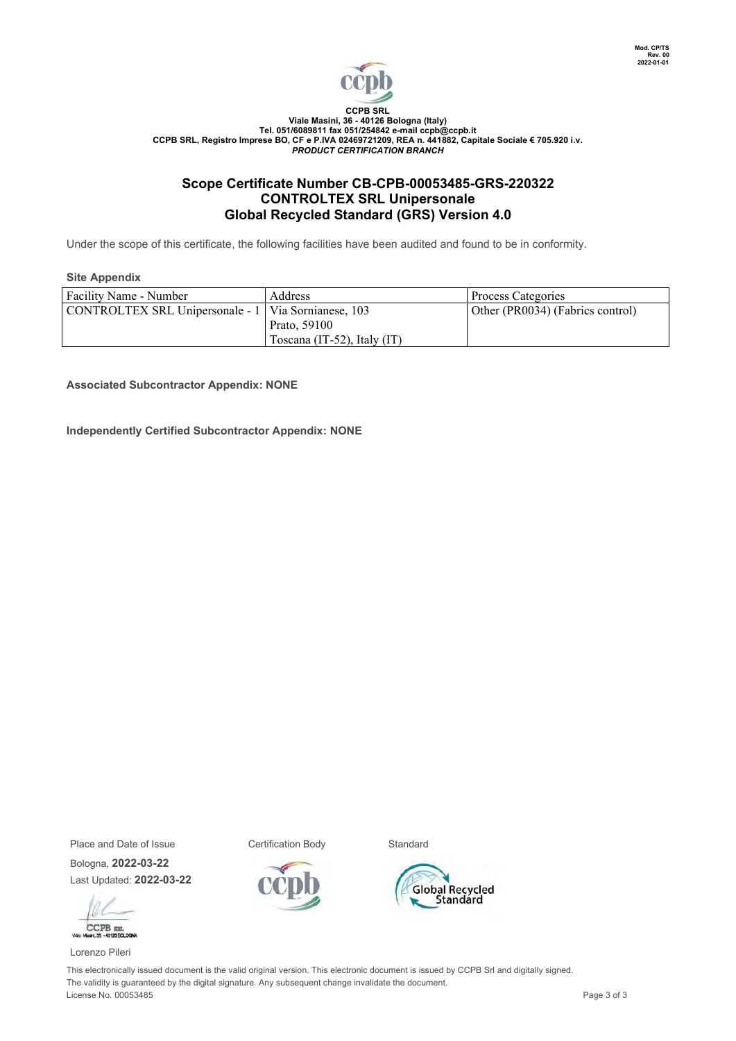Mod. CP/TS
Rev. 00
2022-01-01

**CCPB SRL**
**Viale Masini, 36 - 40126 Bologna (Italy)**
**Tel. 051/6089811 fax 051/254842 e-mail ccpb@ccpb.it**
**CCPB SRL, Registro Imprese BO, CF e P.IVA 02469721209, REA n. 441882, Capitale Sociale € 705.920 i.v.**
***PRODUCT CERTIFICATION BRANCH***

## Scope Certificate Number CB-CPB-00053485-GRS-220322
## CONTROLTEX SRL Unipersonale
## Global Recycled Standard (GRS) Version 4.0

Under the scope of this certificate, the following facilities have been audited and found to be in conformity.

**Site Appendix**

| Facility Name - Number | Address | Process Categories |
|---|---|---|
| CONTROLTEX SRL Unipersonale - 1 | Via Sornianese, 103<br>Prato, 59100<br>Toscana (IT-52), Italy (IT) | Other (PR0034) (Fabrics control) |

**Associated Subcontractor Appendix: NONE**

**Independently Certified Subcontractor Appendix: NONE**

Place and Date of Issue
Bologna, **2022-03-22**
Last Updated: **2022-03-22**

Certification Body

Standard

CCPB SRL
Viale Masini, 36 - 40126 BOLOGNA

Lorenzo Pileri

This electronically issued document is the valid original version. This electronic document is issued by CCPB Srl and digitally signed.
The validity is guaranteed by the digital signature. Any subsequent change invalidate the document.
License No. 00053485